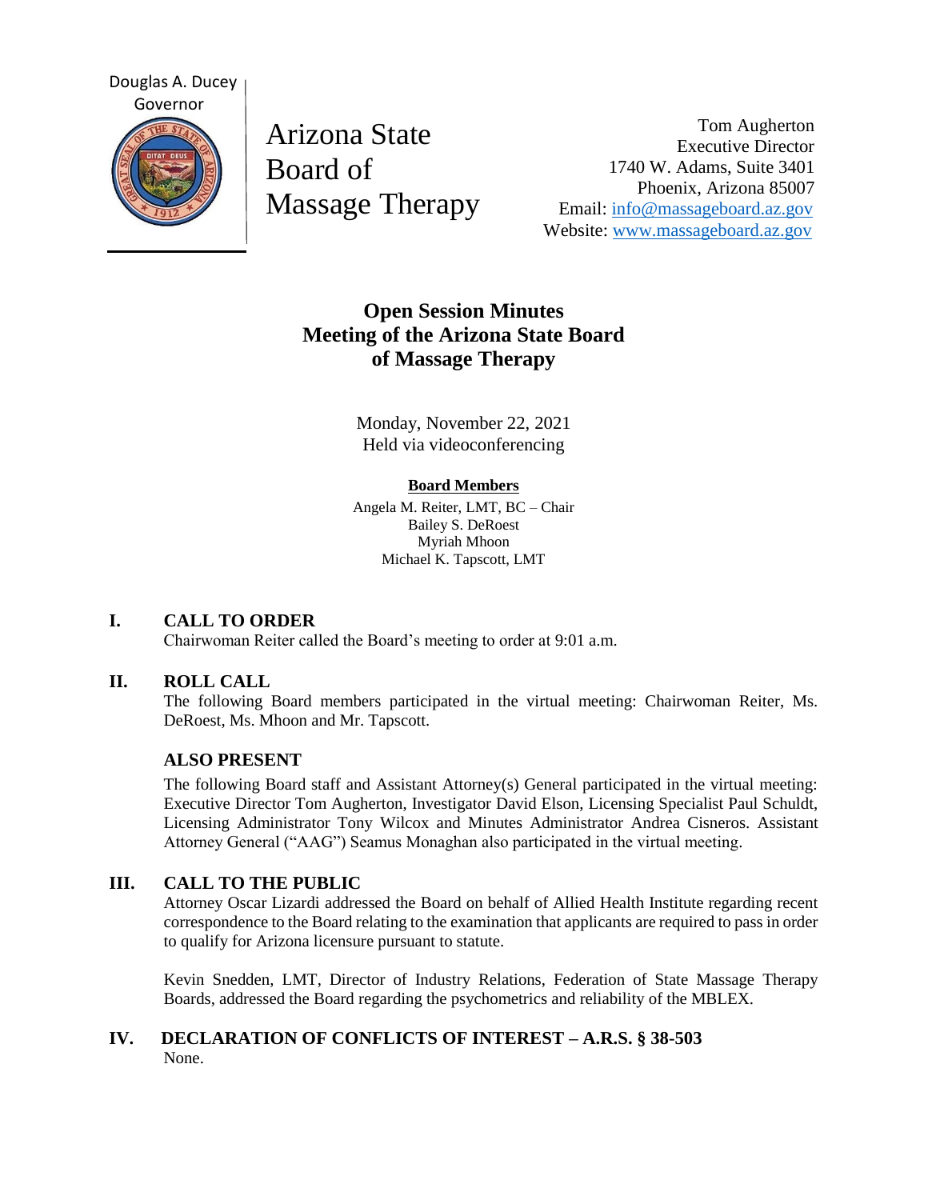Douglas A. Ducey
Governor

Arizona State Board of Massage Therapy

Tom Augherton
Executive Director
1740 W. Adams, Suite 3401
Phoenix, Arizona 85007
Email: info@massageboard.az.gov
Website: www.massageboard.az.gov

# Open Session Minutes
# Meeting of the Arizona State Board of Massage Therapy

Monday, November 22, 2021
Held via videoconferencing

**Board Members**

Angela M. Reiter, LMT, BC – Chair
Bailey S. DeRoest
Myriah Mhoon
Michael K. Tapscott, LMT

## I. CALL TO ORDER

Chairwoman Reiter called the Board's meeting to order at 9:01 a.m.

## II. ROLL CALL

The following Board members participated in the virtual meeting: Chairwoman Reiter, Ms. DeRoest, Ms. Mhoon and Mr. Tapscott.

### ALSO PRESENT

The following Board staff and Assistant Attorney(s) General participated in the virtual meeting: Executive Director Tom Augherton, Investigator David Elson, Licensing Specialist Paul Schuldt, Licensing Administrator Tony Wilcox and Minutes Administrator Andrea Cisneros. Assistant Attorney General ("AAG") Seamus Monaghan also participated in the virtual meeting.

## III. CALL TO THE PUBLIC

Attorney Oscar Lizardi addressed the Board on behalf of Allied Health Institute regarding recent correspondence to the Board relating to the examination that applicants are required to pass in order to qualify for Arizona licensure pursuant to statute.

Kevin Snedden, LMT, Director of Industry Relations, Federation of State Massage Therapy Boards, addressed the Board regarding the psychometrics and reliability of the MBLEX.

## IV. DECLARATION OF CONFLICTS OF INTEREST – A.R.S. § 38-503

None.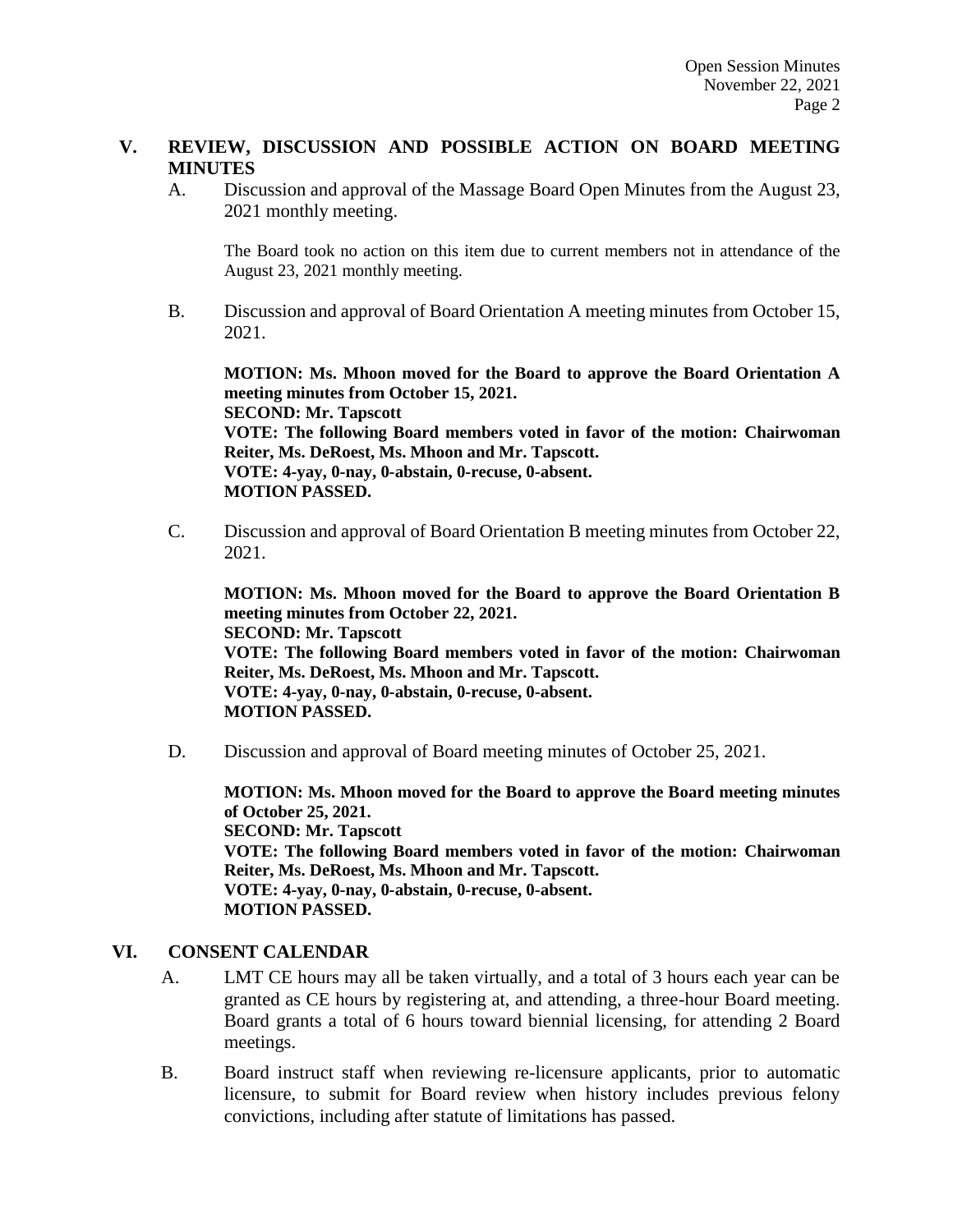## V. REVIEW, DISCUSSION AND POSSIBLE ACTION ON BOARD MEETING MINUTES

A. Discussion and approval of the Massage Board Open Minutes from the August 23, 2021 monthly meeting.

The Board took no action on this item due to current members not in attendance of the August 23, 2021 monthly meeting.

B. Discussion and approval of Board Orientation A meeting minutes from October 15, 2021.

**MOTION: Ms. Mhoon moved for the Board to approve the Board Orientation A meeting minutes from October 15, 2021.**
**SECOND: Mr. Tapscott**
**VOTE: The following Board members voted in favor of the motion: Chairwoman Reiter, Ms. DeRoest, Ms. Mhoon and Mr. Tapscott.**
**VOTE: 4-yay, 0-nay, 0-abstain, 0-recuse, 0-absent.**
**MOTION PASSED.**

C. Discussion and approval of Board Orientation B meeting minutes from October 22, 2021.

**MOTION: Ms. Mhoon moved for the Board to approve the Board Orientation B meeting minutes from October 22, 2021.**
**SECOND: Mr. Tapscott**
**VOTE: The following Board members voted in favor of the motion: Chairwoman Reiter, Ms. DeRoest, Ms. Mhoon and Mr. Tapscott.**
**VOTE: 4-yay, 0-nay, 0-abstain, 0-recuse, 0-absent.**
**MOTION PASSED.**

D. Discussion and approval of Board meeting minutes of October 25, 2021.

**MOTION: Ms. Mhoon moved for the Board to approve the Board meeting minutes of October 25, 2021.**
**SECOND: Mr. Tapscott**
**VOTE: The following Board members voted in favor of the motion: Chairwoman Reiter, Ms. DeRoest, Ms. Mhoon and Mr. Tapscott.**
**VOTE: 4-yay, 0-nay, 0-abstain, 0-recuse, 0-absent.**
**MOTION PASSED.**

## VI. CONSENT CALENDAR

A. LMT CE hours may all be taken virtually, and a total of 3 hours each year can be granted as CE hours by registering at, and attending, a three-hour Board meeting. Board grants a total of 6 hours toward biennial licensing, for attending 2 Board meetings.

B. Board instruct staff when reviewing re-licensure applicants, prior to automatic licensure, to submit for Board review when history includes previous felony convictions, including after statute of limitations has passed.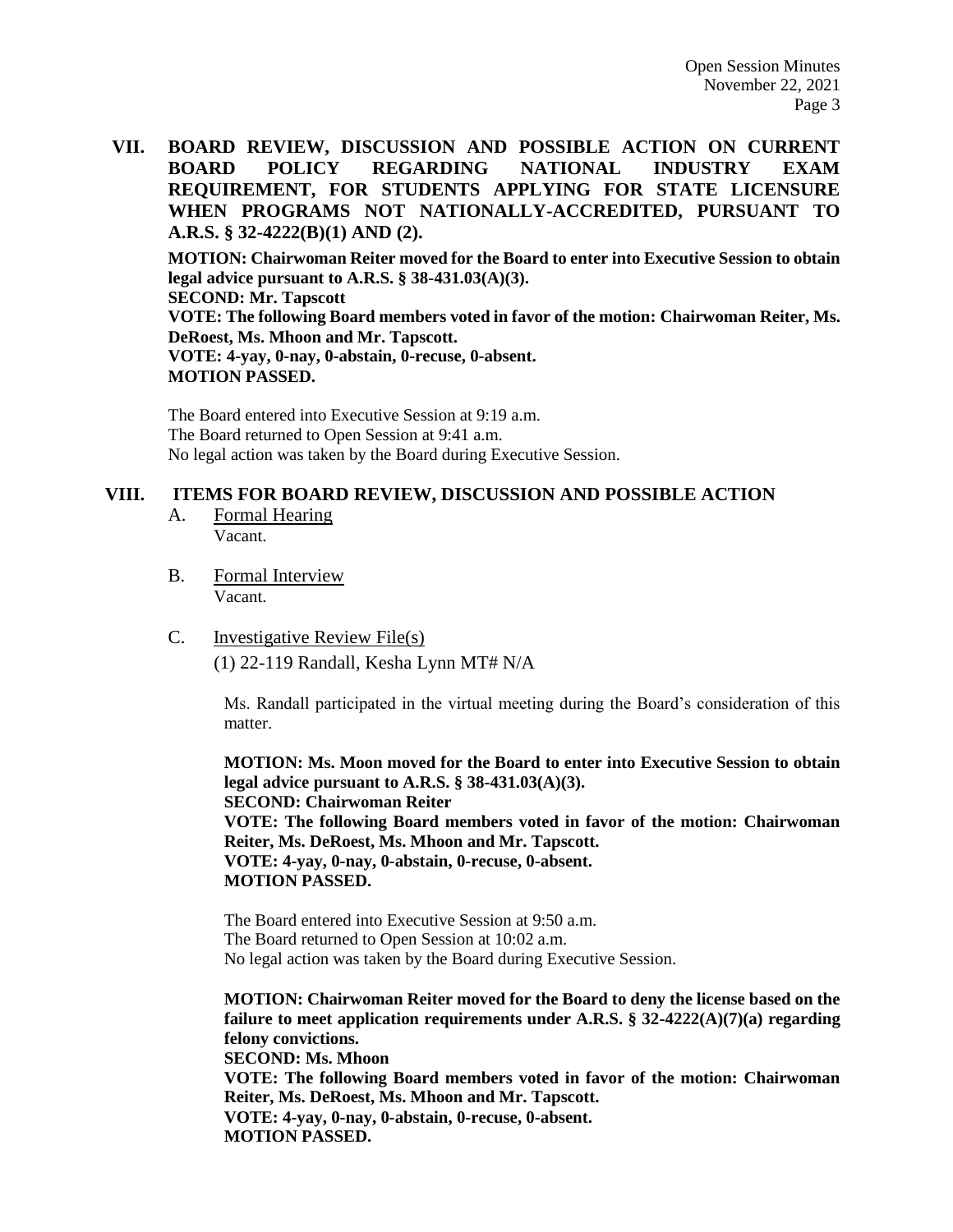## VII. BOARD REVIEW, DISCUSSION AND POSSIBLE ACTION ON CURRENT BOARD POLICY REGARDING NATIONAL INDUSTRY EXAM REQUIREMENT, FOR STUDENTS APPLYING FOR STATE LICENSURE WHEN PROGRAMS NOT NATIONALLY-ACCREDITED, PURSUANT TO A.R.S. § 32-4222(B)(1) AND (2).

**MOTION: Chairwoman Reiter moved for the Board to enter into Executive Session to obtain legal advice pursuant to A.R.S. § 38-431.03(A)(3).**
**SECOND: Mr. Tapscott**
**VOTE: The following Board members voted in favor of the motion: Chairwoman Reiter, Ms. DeRoest, Ms. Mhoon and Mr. Tapscott.**
**VOTE: 4-yay, 0-nay, 0-abstain, 0-recuse, 0-absent.**
**MOTION PASSED.**

The Board entered into Executive Session at 9:19 a.m.
The Board returned to Open Session at 9:41 a.m.
No legal action was taken by the Board during Executive Session.

## VIII. ITEMS FOR BOARD REVIEW, DISCUSSION AND POSSIBLE ACTION

A. Formal Hearing
Vacant.

B. Formal Interview
Vacant.

C. Investigative Review File(s)

(1) 22-119 Randall, Kesha Lynn MT# N/A

Ms. Randall participated in the virtual meeting during the Board's consideration of this matter.

**MOTION: Ms. Moon moved for the Board to enter into Executive Session to obtain legal advice pursuant to A.R.S. § 38-431.03(A)(3).**
**SECOND: Chairwoman Reiter**
**VOTE: The following Board members voted in favor of the motion: Chairwoman Reiter, Ms. DeRoest, Ms. Mhoon and Mr. Tapscott.**
**VOTE: 4-yay, 0-nay, 0-abstain, 0-recuse, 0-absent.**
**MOTION PASSED.**

The Board entered into Executive Session at 9:50 a.m.
The Board returned to Open Session at 10:02 a.m.
No legal action was taken by the Board during Executive Session.

**MOTION: Chairwoman Reiter moved for the Board to deny the license based on the failure to meet application requirements under A.R.S. § 32-4222(A)(7)(a) regarding felony convictions.**
**SECOND: Ms. Mhoon**
**VOTE: The following Board members voted in favor of the motion: Chairwoman Reiter, Ms. DeRoest, Ms. Mhoon and Mr. Tapscott.**
**VOTE: 4-yay, 0-nay, 0-abstain, 0-recuse, 0-absent.**
**MOTION PASSED.**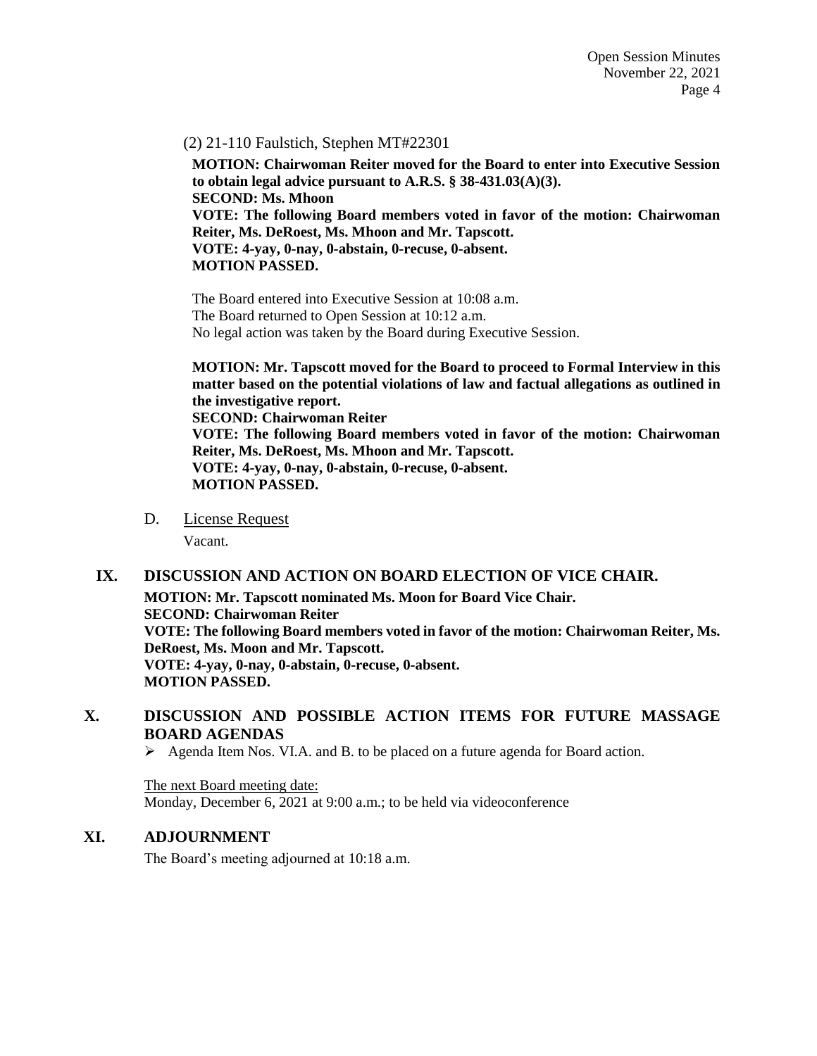(2) 21-110 Faulstich, Stephen MT#22301

**MOTION: Chairwoman Reiter moved for the Board to enter into Executive Session to obtain legal advice pursuant to A.R.S. § 38-431.03(A)(3).**
**SECOND: Ms. Mhoon**
**VOTE: The following Board members voted in favor of the motion: Chairwoman Reiter, Ms. DeRoest, Ms. Mhoon and Mr. Tapscott.**
**VOTE: 4-yay, 0-nay, 0-abstain, 0-recuse, 0-absent.**
**MOTION PASSED.**

The Board entered into Executive Session at 10:08 a.m.
The Board returned to Open Session at 10:12 a.m.
No legal action was taken by the Board during Executive Session.

**MOTION: Mr. Tapscott moved for the Board to proceed to Formal Interview in this matter based on the potential violations of law and factual allegations as outlined in the investigative report.**
**SECOND: Chairwoman Reiter**
**VOTE: The following Board members voted in favor of the motion: Chairwoman Reiter, Ms. DeRoest, Ms. Mhoon and Mr. Tapscott.**
**VOTE: 4-yay, 0-nay, 0-abstain, 0-recuse, 0-absent.**
**MOTION PASSED.**

D. License Request

Vacant.

## IX. DISCUSSION AND ACTION ON BOARD ELECTION OF VICE CHAIR.

**MOTION: Mr. Tapscott nominated Ms. Moon for Board Vice Chair.**
**SECOND: Chairwoman Reiter**
**VOTE: The following Board members voted in favor of the motion: Chairwoman Reiter, Ms. DeRoest, Ms. Moon and Mr. Tapscott.**
**VOTE: 4-yay, 0-nay, 0-abstain, 0-recuse, 0-absent.**
**MOTION PASSED.**

## X. DISCUSSION AND POSSIBLE ACTION ITEMS FOR FUTURE MASSAGE BOARD AGENDAS

- Agenda Item Nos. VI.A. and B. to be placed on a future agenda for Board action.

The next Board meeting date:
Monday, December 6, 2021 at 9:00 a.m.; to be held via videoconference

## XI. ADJOURNMENT

The Board's meeting adjourned at 10:18 a.m.